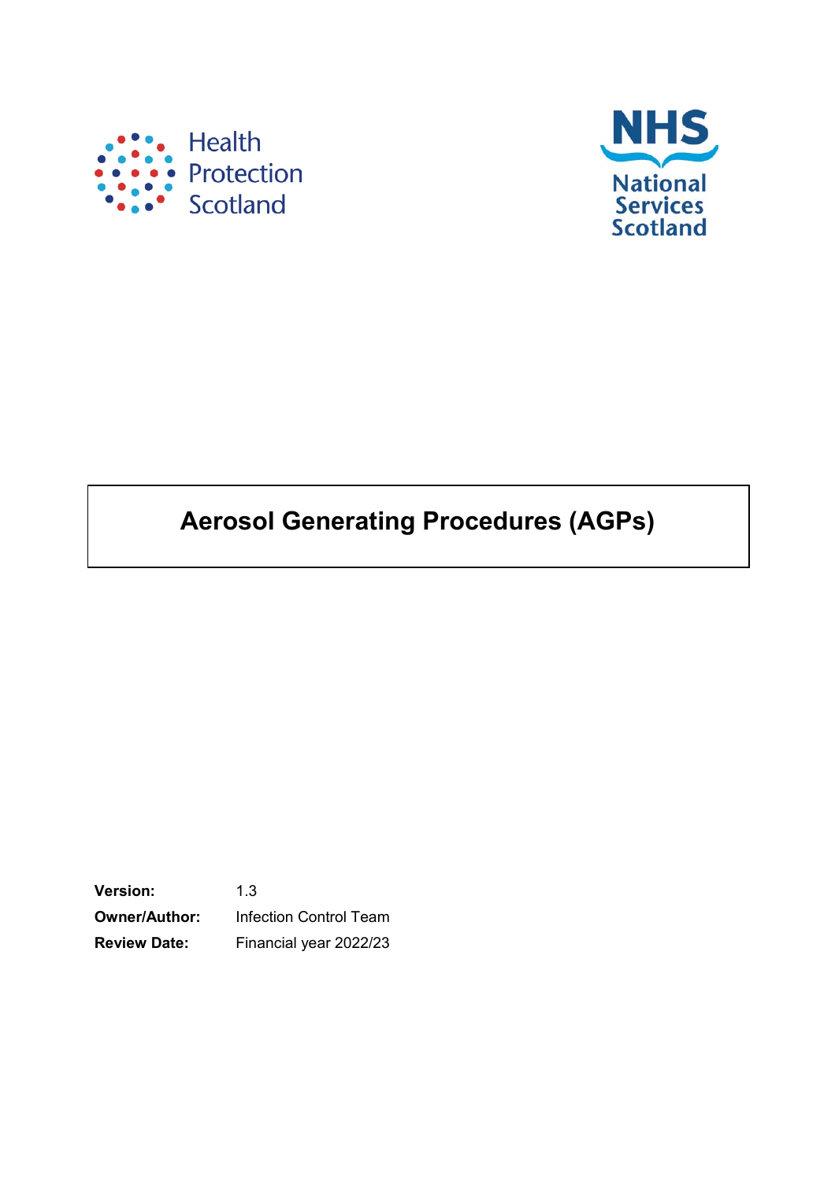Health Protection Scotland

NHS National Services Scotland

# Aerosol Generating Procedures (AGPs)

**Version:** 1.3

**Owner/Author:** Infection Control Team

**Review Date:** Financial year 2022/23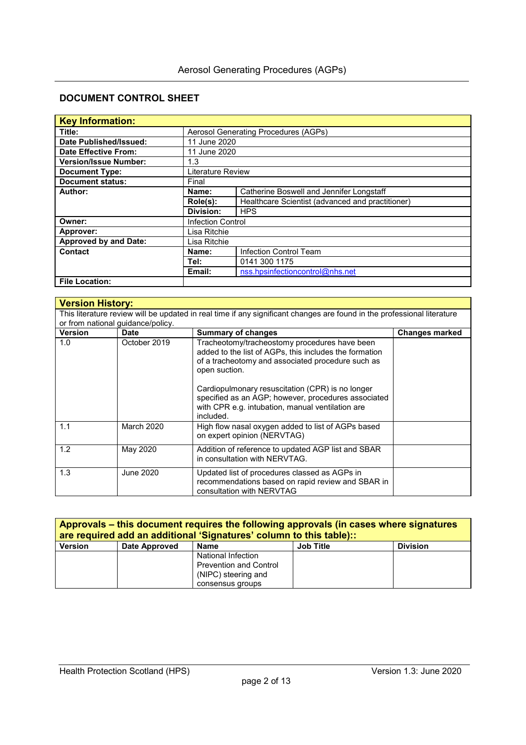## DOCUMENT CONTROL SHEET

| **Key Information:** | | |
|---|---|---|
| **Title:** | Aerosol Generating Procedures (AGPs) | |
| **Date Published/Issued:** | 11 June 2020 | |
| **Date Effective From:** | 11 June 2020 | |
| **Version/Issue Number:** | 1.3 | |
| **Document Type:** | Literature Review | |
| **Document status:** | Final | |
| **Author:** | **Name:** | Catherine Boswell and Jennifer Longstaff |
| | **Role(s):** | Healthcare Scientist (advanced and practitioner) |
| | **Division:** | HPS |
| **Owner:** | Infection Control | |
| **Approver:** | Lisa Ritchie | |
| **Approved by and Date:** | Lisa Ritchie | |
| **Contact** | **Name:** | Infection Control Team |
| | **Tel:** | 0141 300 1175 |
| | **Email:** | nss.hpsinfectioncontrol@nhs.net |
| **File Location:** | | |

**Version History:**

This literature review will be updated in real time if any significant changes are found in the professional literature or from national guidance/policy.

| Version | Date | Summary of changes | Changes marked |
|---|---|---|---|
| 1.0 | October 2019 | Tracheotomy/tracheostomy procedures have been added to the list of AGPs, this includes the formation of a tracheotomy and associated procedure such as open suction.<br><br>Cardiopulmonary resuscitation (CPR) is no longer specified as an AGP; however, procedures associated with CPR e.g. intubation, manual ventilation are included. | |
| 1.1 | March 2020 | High flow nasal oxygen added to list of AGPs based on expert opinion (NERVTAG) | |
| 1.2 | May 2020 | Addition of reference to updated AGP list and SBAR in consultation with NERVTAG. | |
| 1.3 | June 2020 | Updated list of procedures classed as AGPs in recommendations based on rapid review and SBAR in consultation with NERVTAG | |

**Approvals – this document requires the following approvals (in cases where signatures are required add an additional 'Signatures' column to this table)::**

| Version | Date Approved | Name | Job Title | Division |
|---|---|---|---|---|
| | | National Infection Prevention and Control (NIPC) steering and consensus groups | | |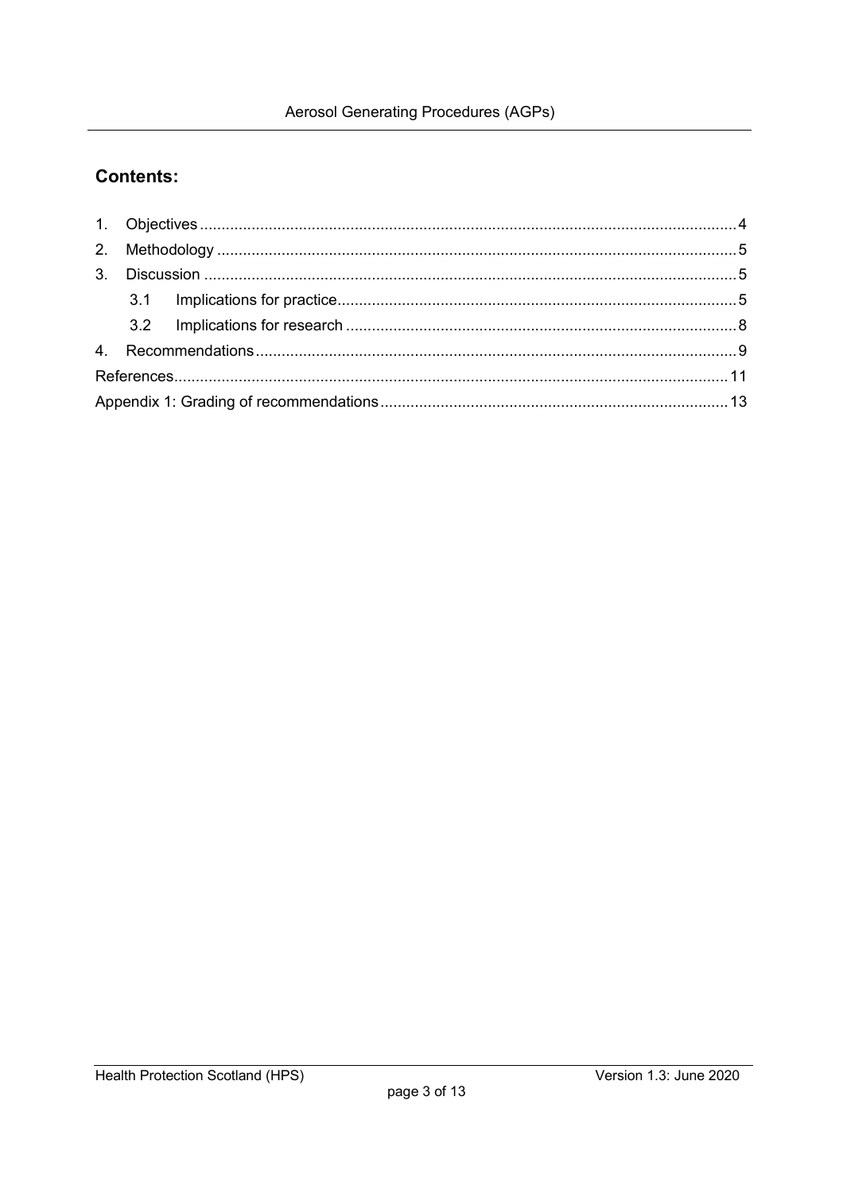## Contents:

1. Objectives ........................................................................................................................ 4
2. Methodology ..................................................................................................................... 5
3. Discussion ........................................................................................................................ 5
   - 3.1 Implications for practice ............................................................................................ 5
   - 3.2 Implications for research ........................................................................................... 8
4. Recommendations ............................................................................................................ 9

References ............................................................................................................................ 11

Appendix 1: Grading of recommendations ............................................................................. 13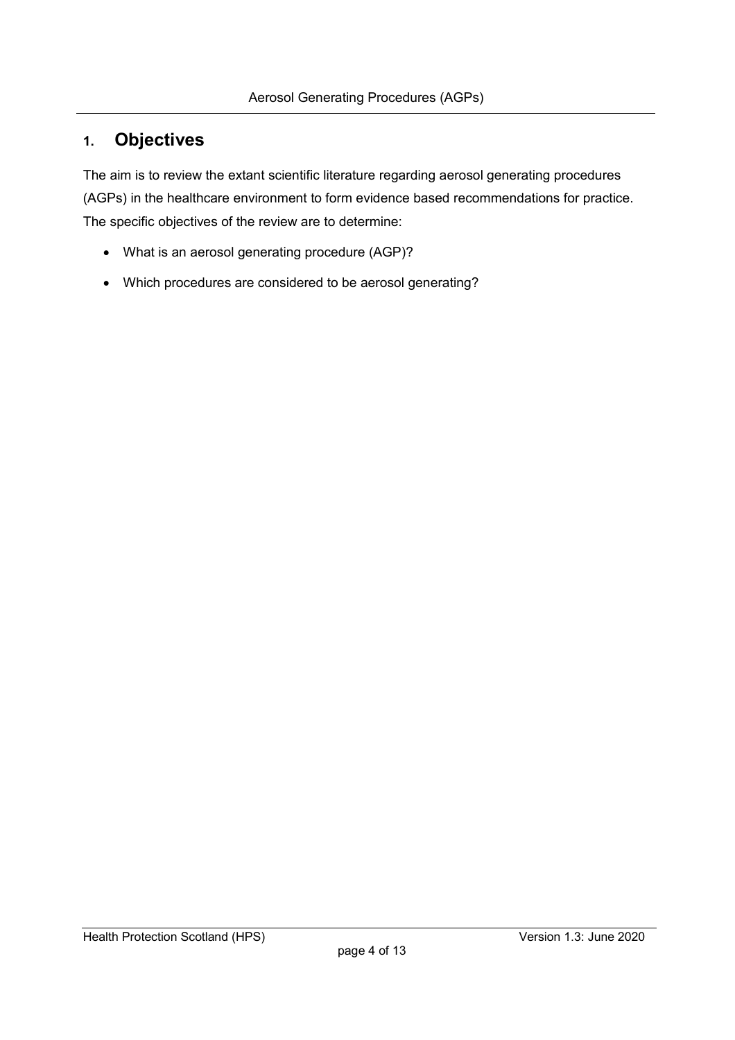## 1. Objectives

The aim is to review the extant scientific literature regarding aerosol generating procedures (AGPs) in the healthcare environment to form evidence based recommendations for practice. The specific objectives of the review are to determine:

- What is an aerosol generating procedure (AGP)?
- Which procedures are considered to be aerosol generating?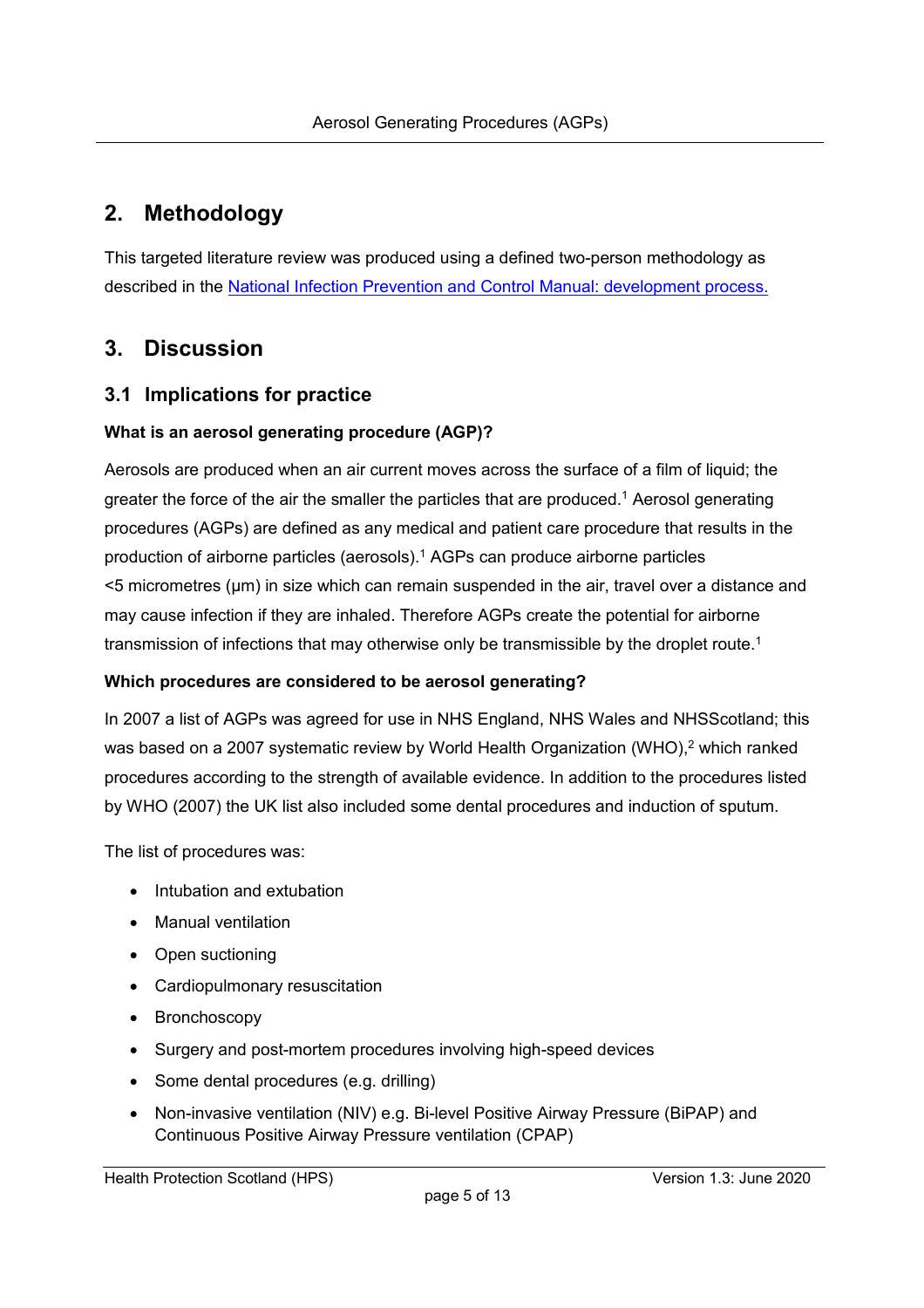## 2. Methodology

This targeted literature review was produced using a defined two-person methodology as described in the [National Infection Prevention and Control Manual: development process.](#)

## 3. Discussion

### 3.1 Implications for practice

**What is an aerosol generating procedure (AGP)?**

Aerosols are produced when an air current moves across the surface of a film of liquid; the greater the force of the air the smaller the particles that are produced.[1] Aerosol generating procedures (AGPs) are defined as any medical and patient care procedure that results in the production of airborne particles (aerosols).[1] AGPs can produce airborne particles <5 micrometres (μm) in size which can remain suspended in the air, travel over a distance and may cause infection if they are inhaled. Therefore AGPs create the potential for airborne transmission of infections that may otherwise only be transmissible by the droplet route.[1]

**Which procedures are considered to be aerosol generating?**

In 2007 a list of AGPs was agreed for use in NHS England, NHS Wales and NHSScotland; this was based on a 2007 systematic review by World Health Organization (WHO),[2] which ranked procedures according to the strength of available evidence. In addition to the procedures listed by WHO (2007) the UK list also included some dental procedures and induction of sputum.

The list of procedures was:

- Intubation and extubation
- Manual ventilation
- Open suctioning
- Cardiopulmonary resuscitation
- Bronchoscopy
- Surgery and post-mortem procedures involving high-speed devices
- Some dental procedures (e.g. drilling)
- Non-invasive ventilation (NIV) e.g. Bi-level Positive Airway Pressure (BiPAP) and Continuous Positive Airway Pressure ventilation (CPAP)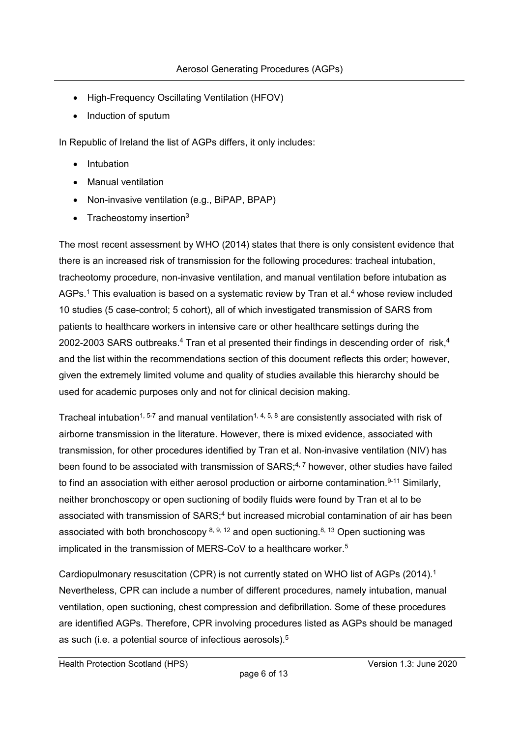- High-Frequency Oscillating Ventilation (HFOV)
- Induction of sputum

In Republic of Ireland the list of AGPs differs, it only includes:

- Intubation
- Manual ventilation
- Non-invasive ventilation (e.g., BiPAP, BPAP)
- Tracheostomy insertion[3]

The most recent assessment by WHO (2014) states that there is only consistent evidence that there is an increased risk of transmission for the following procedures: tracheal intubation, tracheotomy procedure, non-invasive ventilation, and manual ventilation before intubation as AGPs.[1] This evaluation is based on a systematic review by Tran et al.[4] whose review included 10 studies (5 case-control; 5 cohort), all of which investigated transmission of SARS from patients to healthcare workers in intensive care or other healthcare settings during the 2002-2003 SARS outbreaks.[4] Tran et al presented their findings in descending order of risk,[4] and the list within the recommendations section of this document reflects this order; however, given the extremely limited volume and quality of studies available this hierarchy should be used for academic purposes only and not for clinical decision making.

Tracheal intubation[1, 5-7] and manual ventilation[1, 4, 5, 8] are consistently associated with risk of airborne transmission in the literature. However, there is mixed evidence, associated with transmission, for other procedures identified by Tran et al. Non-invasive ventilation (NIV) has been found to be associated with transmission of SARS;[4, 7] however, other studies have failed to find an association with either aerosol production or airborne contamination.[9-11] Similarly, neither bronchoscopy or open suctioning of bodily fluids were found by Tran et al to be associated with transmission of SARS;[4] but increased microbial contamination of air has been associated with both bronchoscopy [8, 9, 12] and open suctioning.[8, 13] Open suctioning was implicated in the transmission of MERS-CoV to a healthcare worker.[5]

Cardiopulmonary resuscitation (CPR) is not currently stated on WHO list of AGPs (2014).[1] Nevertheless, CPR can include a number of different procedures, namely intubation, manual ventilation, open suctioning, chest compression and defibrillation. Some of these procedures are identified AGPs. Therefore, CPR involving procedures listed as AGPs should be managed as such (i.e. a potential source of infectious aerosols).[5]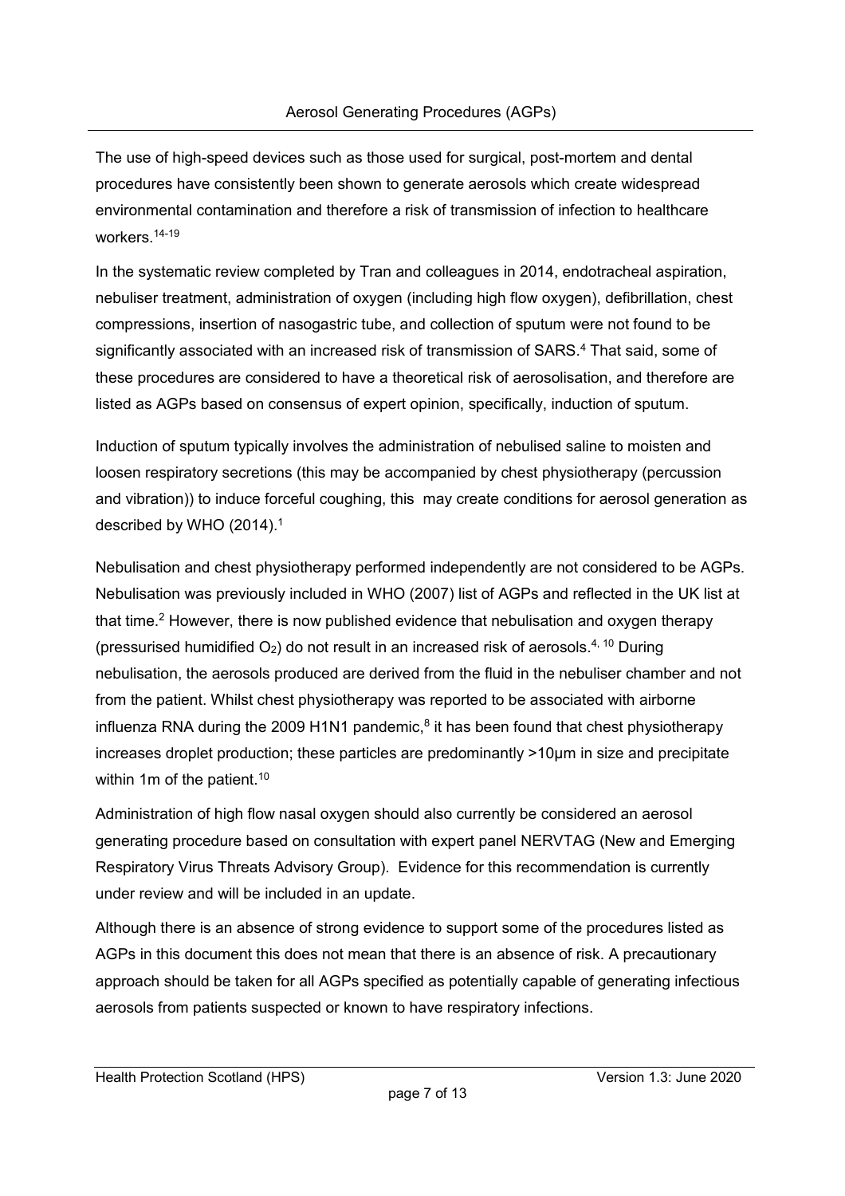The use of high-speed devices such as those used for surgical, post-mortem and dental procedures have consistently been shown to generate aerosols which create widespread environmental contamination and therefore a risk of transmission of infection to healthcare workers.[14-19]

In the systematic review completed by Tran and colleagues in 2014, endotracheal aspiration, nebuliser treatment, administration of oxygen (including high flow oxygen), defibrillation, chest compressions, insertion of nasogastric tube, and collection of sputum were not found to be significantly associated with an increased risk of transmission of SARS.[4] That said, some of these procedures are considered to have a theoretical risk of aerosolisation, and therefore are listed as AGPs based on consensus of expert opinion, specifically, induction of sputum.

Induction of sputum typically involves the administration of nebulised saline to moisten and loosen respiratory secretions (this may be accompanied by chest physiotherapy (percussion and vibration)) to induce forceful coughing, this may create conditions for aerosol generation as described by WHO (2014).[1]

Nebulisation and chest physiotherapy performed independently are not considered to be AGPs. Nebulisation was previously included in WHO (2007) list of AGPs and reflected in the UK list at that time.[2] However, there is now published evidence that nebulisation and oxygen therapy (pressurised humidified $O_2$) do not result in an increased risk of aerosols.[4, 10] During nebulisation, the aerosols produced are derived from the fluid in the nebuliser chamber and not from the patient. Whilst chest physiotherapy was reported to be associated with airborne influenza RNA during the 2009 H1N1 pandemic,[8] it has been found that chest physiotherapy increases droplet production; these particles are predominantly >10μm in size and precipitate within 1m of the patient.[10]

Administration of high flow nasal oxygen should also currently be considered an aerosol generating procedure based on consultation with expert panel NERVTAG (New and Emerging Respiratory Virus Threats Advisory Group). Evidence for this recommendation is currently under review and will be included in an update.

Although there is an absence of strong evidence to support some of the procedures listed as AGPs in this document this does not mean that there is an absence of risk. A precautionary approach should be taken for all AGPs specified as potentially capable of generating infectious aerosols from patients suspected or known to have respiratory infections.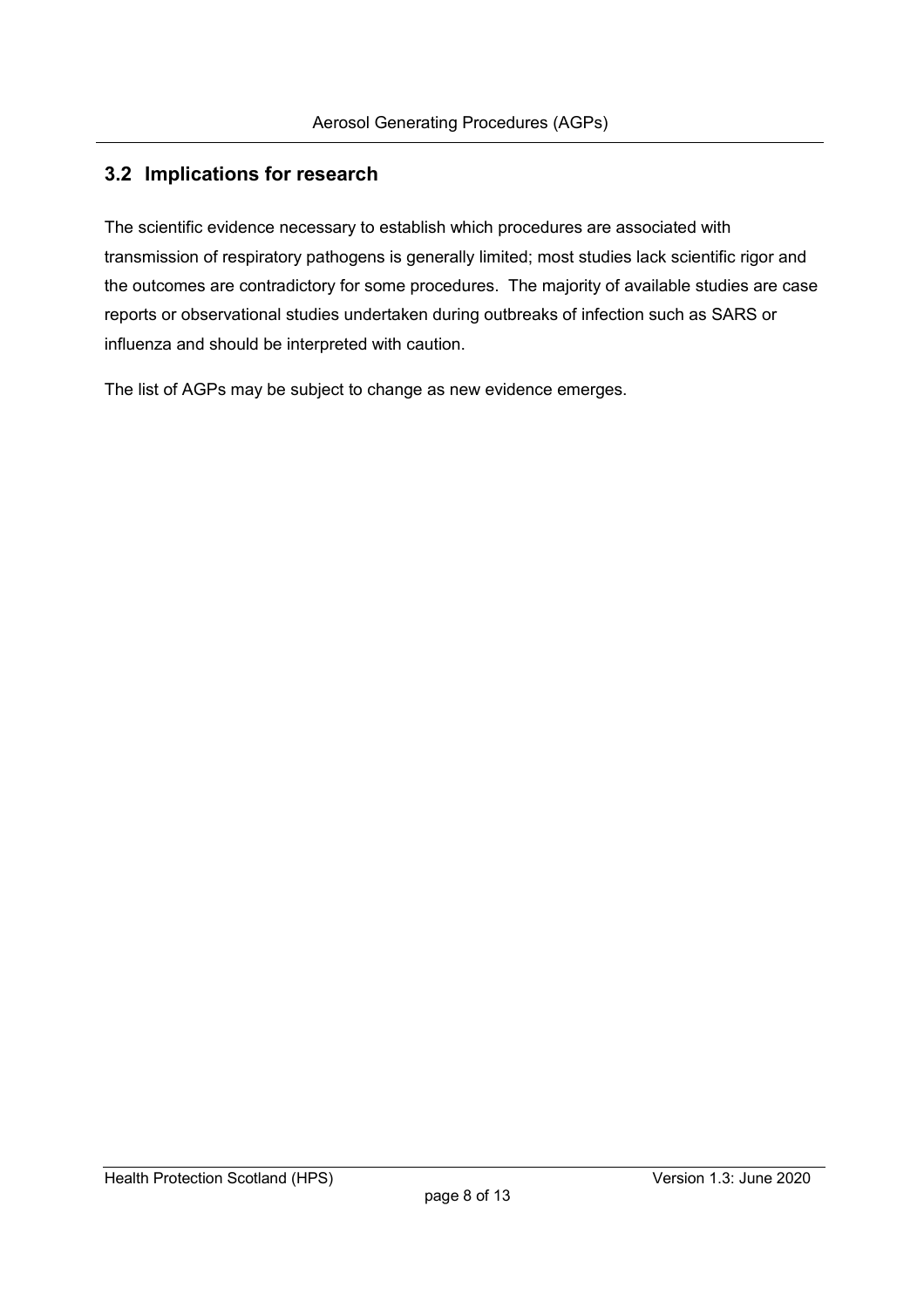## 3.2 Implications for research

The scientific evidence necessary to establish which procedures are associated with transmission of respiratory pathogens is generally limited; most studies lack scientific rigor and the outcomes are contradictory for some procedures. The majority of available studies are case reports or observational studies undertaken during outbreaks of infection such as SARS or influenza and should be interpreted with caution.

The list of AGPs may be subject to change as new evidence emerges.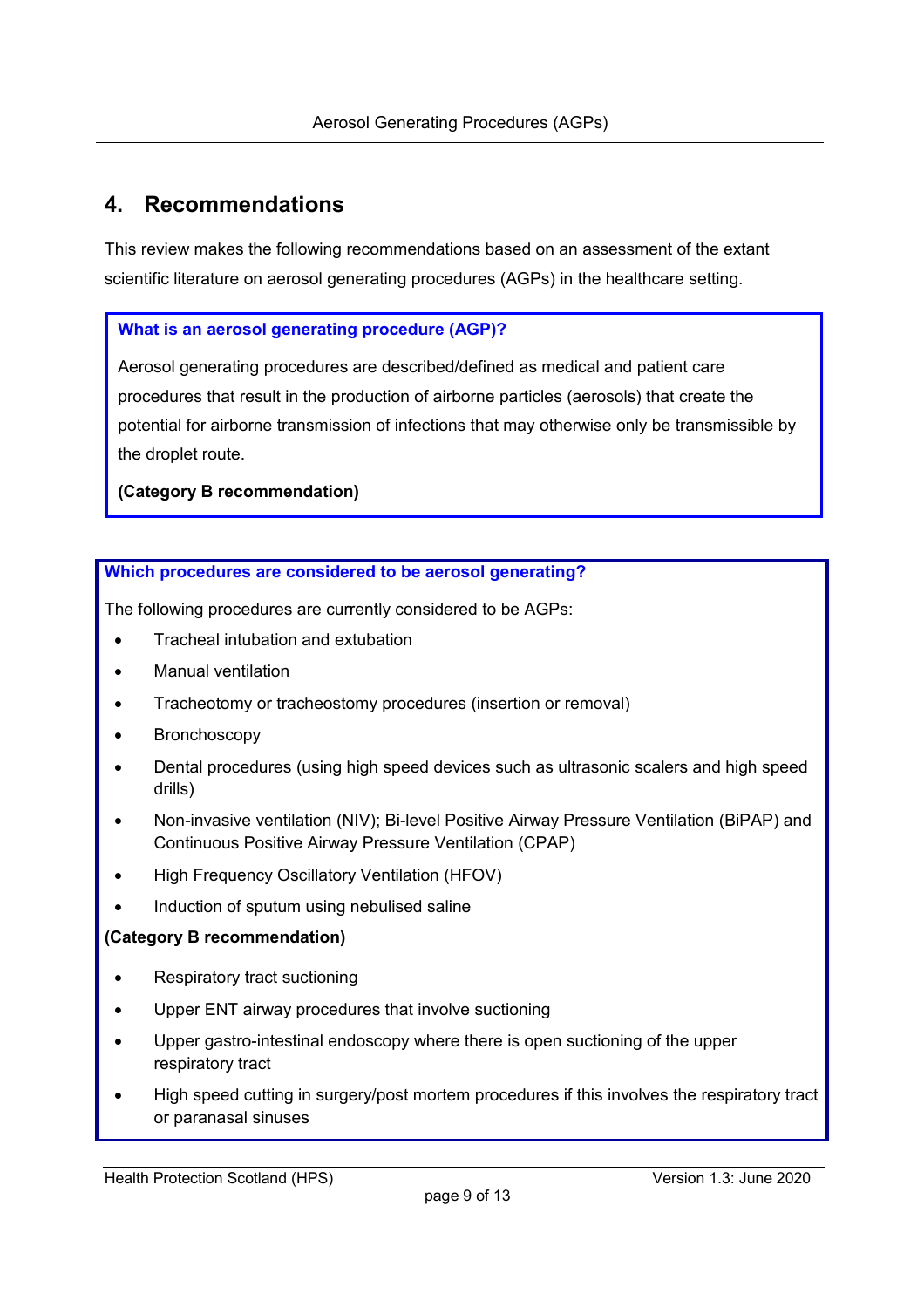## 4. Recommendations

This review makes the following recommendations based on an assessment of the extant scientific literature on aerosol generating procedures (AGPs) in the healthcare setting.

**What is an aerosol generating procedure (AGP)?**

Aerosol generating procedures are described/defined as medical and patient care procedures that result in the production of airborne particles (aerosols) that create the potential for airborne transmission of infections that may otherwise only be transmissible by the droplet route.

**(Category B recommendation)**

**Which procedures are considered to be aerosol generating?**

The following procedures are currently considered to be AGPs:

- Tracheal intubation and extubation
- Manual ventilation
- Tracheotomy or tracheostomy procedures (insertion or removal)
- Bronchoscopy
- Dental procedures (using high speed devices such as ultrasonic scalers and high speed drills)
- Non-invasive ventilation (NIV); Bi-level Positive Airway Pressure Ventilation (BiPAP) and Continuous Positive Airway Pressure Ventilation (CPAP)
- High Frequency Oscillatory Ventilation (HFOV)
- Induction of sputum using nebulised saline

**(Category B recommendation)**

- Respiratory tract suctioning
- Upper ENT airway procedures that involve suctioning
- Upper gastro-intestinal endoscopy where there is open suctioning of the upper respiratory tract
- High speed cutting in surgery/post mortem procedures if this involves the respiratory tract or paranasal sinuses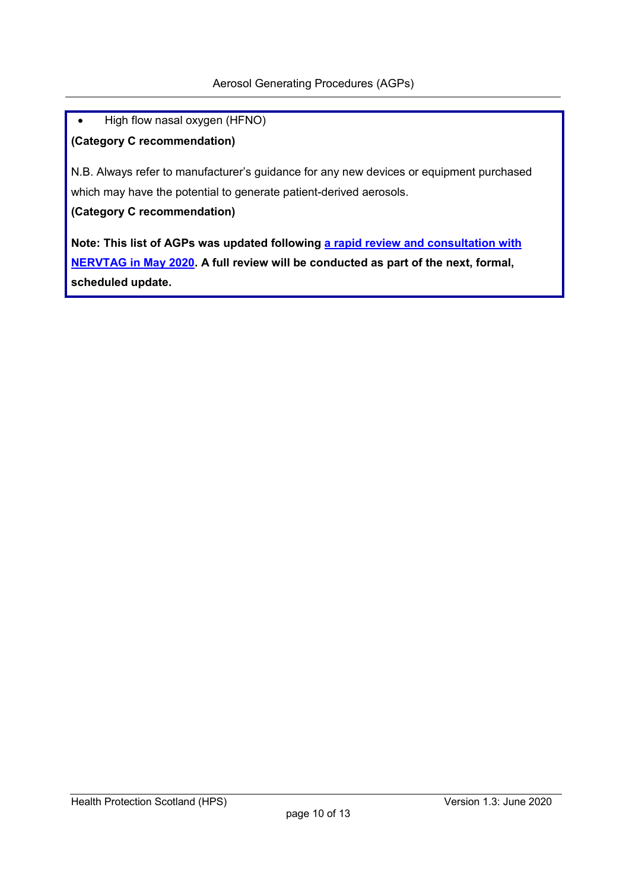- High flow nasal oxygen (HFNO)

**(Category C recommendation)**

N.B. Always refer to manufacturer's guidance for any new devices or equipment purchased which may have the potential to generate patient-derived aerosols.

**(Category C recommendation)**

**Note: This list of AGPs was updated following a rapid review and consultation with NERVTAG in May 2020. A full review will be conducted as part of the next, formal, scheduled update.**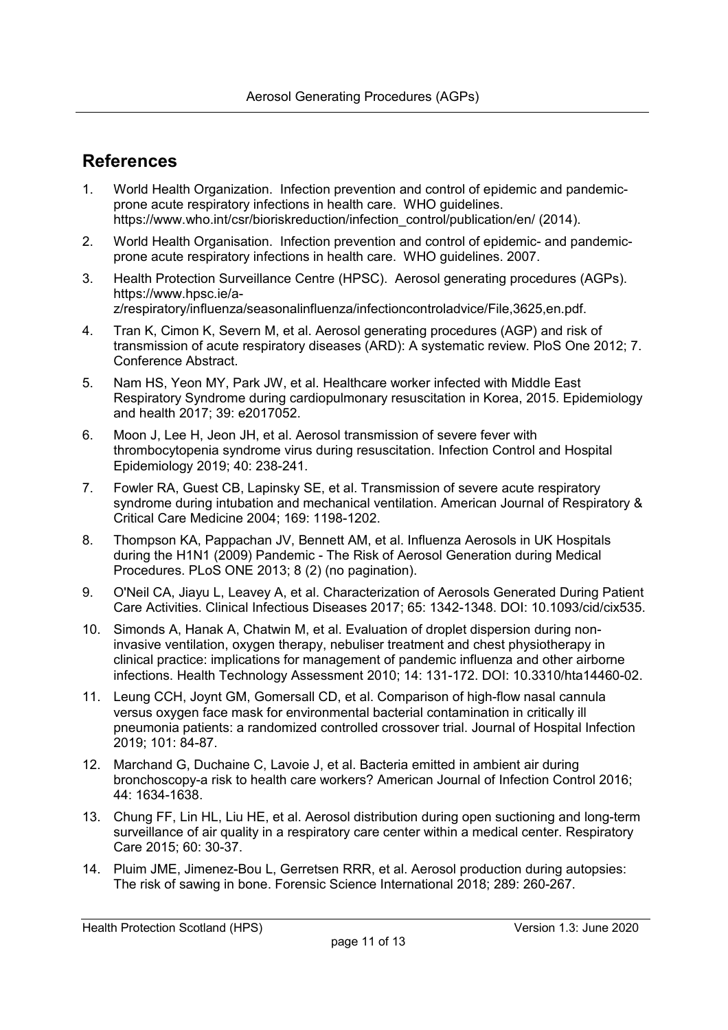## References

1. World Health Organization. Infection prevention and control of epidemic and pandemic-prone acute respiratory infections in health care. WHO guidelines. https://www.who.int/csr/bioriskreduction/infection_control/publication/en/ (2014).

2. World Health Organisation. Infection prevention and control of epidemic- and pandemic-prone acute respiratory infections in health care. WHO guidelines. 2007.

3. Health Protection Surveillance Centre (HPSC). Aerosol generating procedures (AGPs). https://www.hpsc.ie/a-z/respiratory/influenza/seasonalinfluenza/infectioncontroladvice/File,3625,en.pdf.

4. Tran K, Cimon K, Severn M, et al. Aerosol generating procedures (AGP) and risk of transmission of acute respiratory diseases (ARD): A systematic review. PloS One 2012; 7. Conference Abstract.

5. Nam HS, Yeon MY, Park JW, et al. Healthcare worker infected with Middle East Respiratory Syndrome during cardiopulmonary resuscitation in Korea, 2015. Epidemiology and health 2017; 39: e2017052.

6. Moon J, Lee H, Jeon JH, et al. Aerosol transmission of severe fever with thrombocytopenia syndrome virus during resuscitation. Infection Control and Hospital Epidemiology 2019; 40: 238-241.

7. Fowler RA, Guest CB, Lapinsky SE, et al. Transmission of severe acute respiratory syndrome during intubation and mechanical ventilation. American Journal of Respiratory & Critical Care Medicine 2004; 169: 1198-1202.

8. Thompson KA, Pappachan JV, Bennett AM, et al. Influenza Aerosols in UK Hospitals during the H1N1 (2009) Pandemic - The Risk of Aerosol Generation during Medical Procedures. PLoS ONE 2013; 8 (2) (no pagination).

9. O'Neil CA, Jiayu L, Leavey A, et al. Characterization of Aerosols Generated During Patient Care Activities. Clinical Infectious Diseases 2017; 65: 1342-1348. DOI: 10.1093/cid/cix535.

10. Simonds A, Hanak A, Chatwin M, et al. Evaluation of droplet dispersion during non-invasive ventilation, oxygen therapy, nebuliser treatment and chest physiotherapy in clinical practice: implications for management of pandemic influenza and other airborne infections. Health Technology Assessment 2010; 14: 131-172. DOI: 10.3310/hta14460-02.

11. Leung CCH, Joynt GM, Gomersall CD, et al. Comparison of high-flow nasal cannula versus oxygen face mask for environmental bacterial contamination in critically ill pneumonia patients: a randomized controlled crossover trial. Journal of Hospital Infection 2019; 101: 84-87.

12. Marchand G, Duchaine C, Lavoie J, et al. Bacteria emitted in ambient air during bronchoscopy-a risk to health care workers? American Journal of Infection Control 2016; 44: 1634-1638.

13. Chung FF, Lin HL, Liu HE, et al. Aerosol distribution during open suctioning and long-term surveillance of air quality in a respiratory care center within a medical center. Respiratory Care 2015; 60: 30-37.

14. Pluim JME, Jimenez-Bou L, Gerretsen RRR, et al. Aerosol production during autopsies: The risk of sawing in bone. Forensic Science International 2018; 289: 260-267.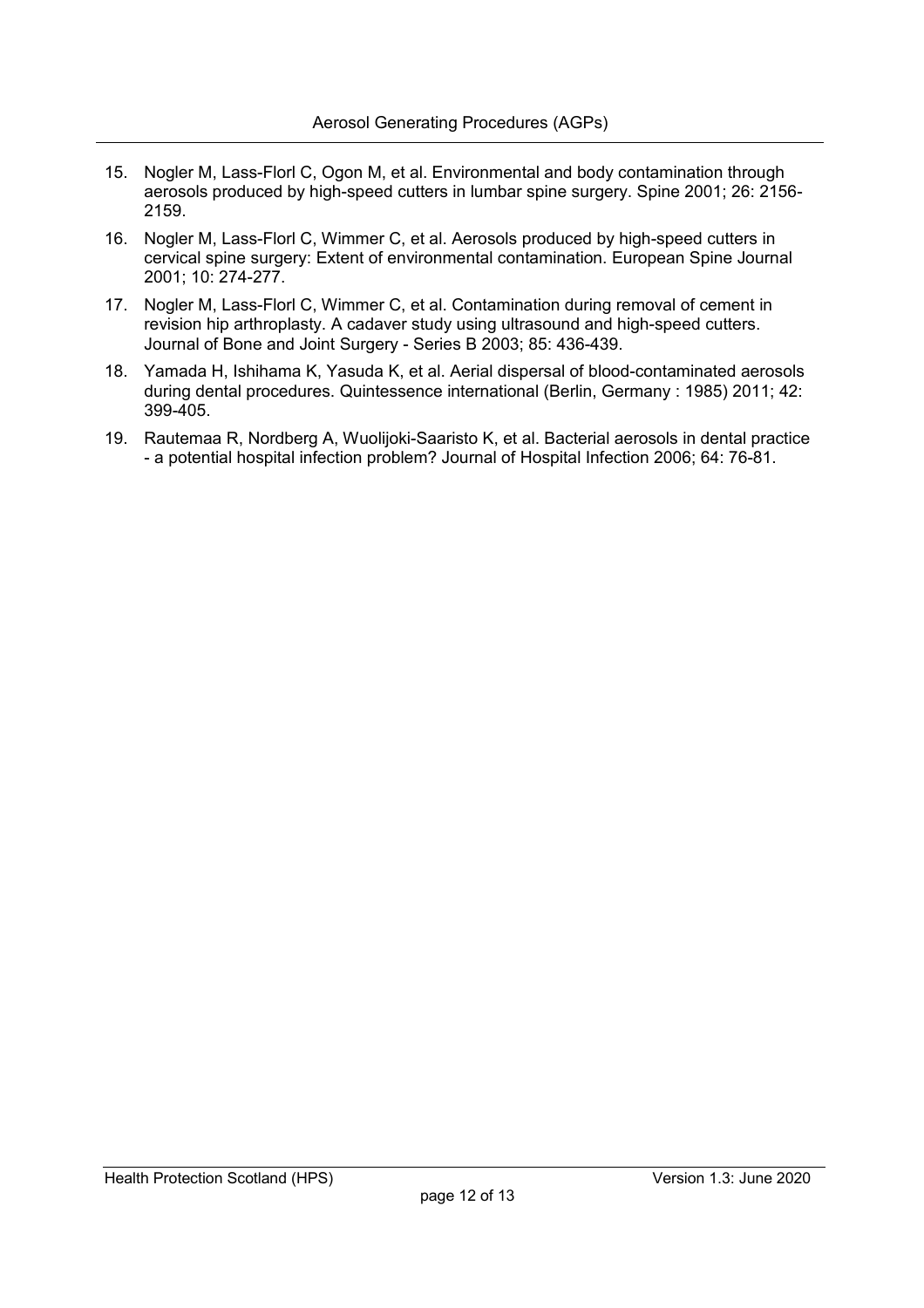15. Nogler M, Lass-Florl C, Ogon M, et al. Environmental and body contamination through aerosols produced by high-speed cutters in lumbar spine surgery. Spine 2001; 26: 2156-2159.

16. Nogler M, Lass-Florl C, Wimmer C, et al. Aerosols produced by high-speed cutters in cervical spine surgery: Extent of environmental contamination. European Spine Journal 2001; 10: 274-277.

17. Nogler M, Lass-Florl C, Wimmer C, et al. Contamination during removal of cement in revision hip arthroplasty. A cadaver study using ultrasound and high-speed cutters. Journal of Bone and Joint Surgery - Series B 2003; 85: 436-439.

18. Yamada H, Ishihama K, Yasuda K, et al. Aerial dispersal of blood-contaminated aerosols during dental procedures. Quintessence international (Berlin, Germany : 1985) 2011; 42: 399-405.

19. Rautemaa R, Nordberg A, Wuolijoki-Saaristo K, et al. Bacterial aerosols in dental practice - a potential hospital infection problem? Journal of Hospital Infection 2006; 64: 76-81.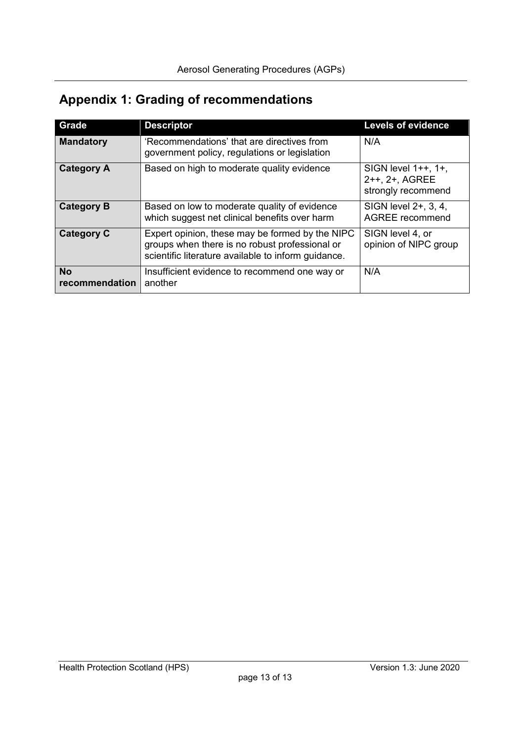## Appendix 1: Grading of recommendations

| Grade | Descriptor | Levels of evidence |
|---|---|---|
| **Mandatory** | 'Recommendations' that are directives from government policy, regulations or legislation | N/A |
| **Category A** | Based on high to moderate quality evidence | SIGN level 1++, 1+, 2++, 2+, AGREE strongly recommend |
| **Category B** | Based on low to moderate quality of evidence which suggest net clinical benefits over harm | SIGN level 2+, 3, 4, AGREE recommend |
| **Category C** | Expert opinion, these may be formed by the NIPC groups when there is no robust professional or scientific literature available to inform guidance. | SIGN level 4, or opinion of NIPC group |
| **No recommendation** | Insufficient evidence to recommend one way or another | N/A |